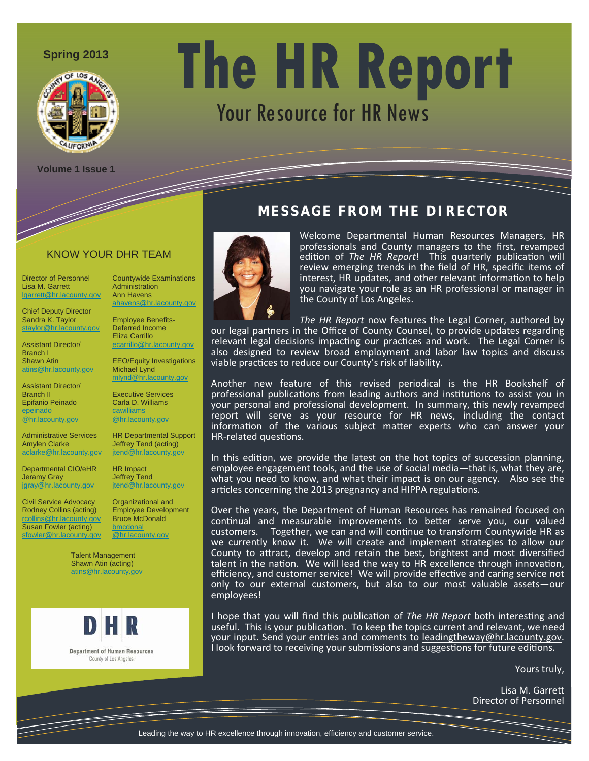Spring 2013

# The HR Report

## Your Resource for HR News

Volume 1 Issue 1

## KNOW YOUR DHR TEAM

Director of Personnel
Lisa M. Garrett
lgarrett@hr.lacounty.gov

Chief Deputy Director
Sandra K. Taylor
staylor@hr.lacounty.gov

Assistant Director/
Branch I
Shawn Atin
atins@hr.lacounty.gov

Assistant Director/
Branch II
Epifanio Peinado
epeinado@hr.lacounty.gov

Administrative Services
Amylen Clarke
aclarke@hr.lacounty.gov

Departmental CIO/eHR
Jeramy Gray
jgray@hr.lacounty.gov

Civil Service Advocacy
Rodney Collins (acting)
rcollins@hr.lacounty.gov
Susan Fowler (acting)
sfowler@hr.lacounty.gov

Countywide Examinations Administration
Ann Havens
ahavens@hr.lacounty.gov

Employee Benefits-Deferred Income
Eliza Carrillo
ecarrillo@hr.lacounty.gov

EEO/Equity Investigations
Michael Lynd
mlynd@hr.lacounty.gov

Executive Services
Carla D. Williams
cawilliams@hr.lacounty.gov

HR Departmental Support
Jeffrey Tend (acting)
jtend@hr.lacounty.gov

HR Impact
Jeffrey Tend
jtend@hr.lacounty.gov

Organizational and Employee Development
Bruce McDonald
bmcdonal@hr.lacounty.gov

Talent Management
Shawn Atin (acting)
atins@hr.lacounty.gov

DHR
Department of Human Resources
County of Los Angeles

## MESSAGE FROM THE DIRECTOR

Welcome Departmental Human Resources Managers, HR professionals and County managers to the first, revamped edition of *The HR Report*! This quarterly publication will review emerging trends in the field of HR, specific items of interest, HR updates, and other relevant information to help you navigate your role as an HR professional or manager in the County of Los Angeles.

*The HR Report* now features the Legal Corner, authored by our legal partners in the Office of County Counsel, to provide updates regarding relevant legal decisions impacting our practices and work. The Legal Corner is also designed to review broad employment and labor law topics and discuss viable practices to reduce our County's risk of liability.

Another new feature of this revised periodical is the HR Bookshelf of professional publications from leading authors and institutions to assist you in your personal and professional development. In summary, this newly revamped report will serve as your resource for HR news, including the contact information of the various subject matter experts who can answer your HR-related questions.

In this edition, we provide the latest on the hot topics of succession planning, employee engagement tools, and the use of social media—that is, what they are, what you need to know, and what their impact is on our agency. Also see the articles concerning the 2013 pregnancy and HIPPA regulations.

Over the years, the Department of Human Resources has remained focused on continual and measurable improvements to better serve you, our valued customers. Together, we can and will continue to transform Countywide HR as we currently know it. We will create and implement strategies to allow our County to attract, develop and retain the best, brightest and most diversified talent in the nation. We will lead the way to HR excellence through innovation, efficiency, and customer service! We will provide effective and caring service not only to our external customers, but also to our most valuable assets—our employees!

I hope that you will find this publication of *The HR Report* both interesting and useful. This is your publication. To keep the topics current and relevant, we need your input. Send your entries and comments to leadingtheway@hr.lacounty.gov. I look forward to receiving your submissions and suggestions for future editions.

Yours truly,

Lisa M. Garrett
Director of Personnel

Leading the way to HR excellence through innovation, efficiency and customer service.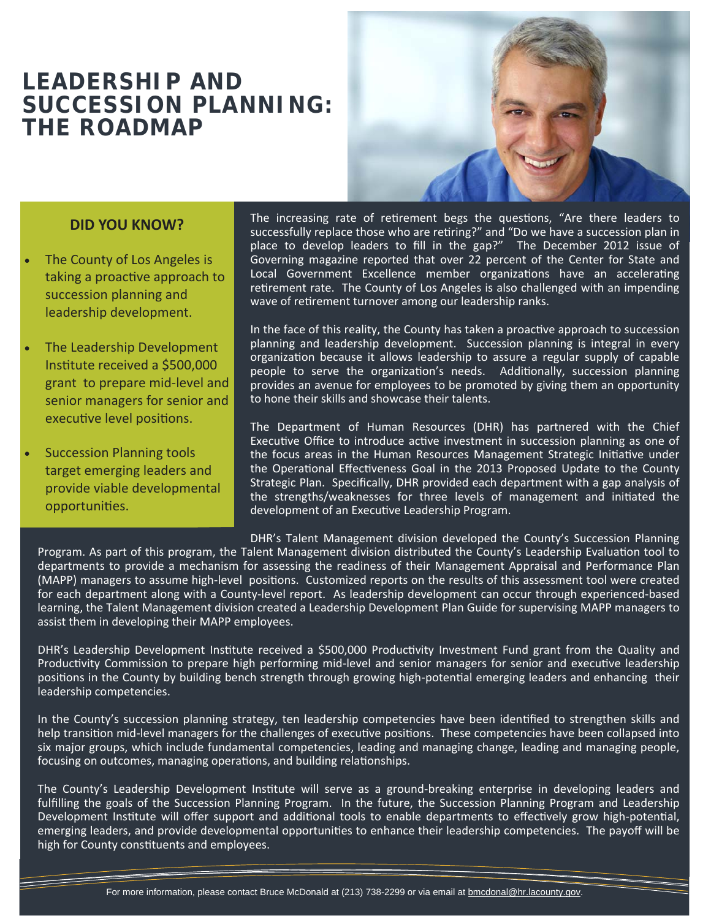# LEADERSHIP AND SUCCESSION PLANNING: THE ROADMAP

### DID YOU KNOW?

- The County of Los Angeles is taking a proactive approach to succession planning and leadership development.
- The Leadership Development Institute received a $500,000 grant to prepare mid-level and senior managers for senior and executive level positions.
- Succession Planning tools target emerging leaders and provide viable developmental opportunities.

The increasing rate of retirement begs the questions, "Are there leaders to successfully replace those who are retiring?" and "Do we have a succession plan in place to develop leaders to fill in the gap?" The December 2012 issue of Governing magazine reported that over 22 percent of the Center for State and Local Government Excellence member organizations have an accelerating retirement rate. The County of Los Angeles is also challenged with an impending wave of retirement turnover among our leadership ranks.

In the face of this reality, the County has taken a proactive approach to succession planning and leadership development. Succession planning is integral in every organization because it allows leadership to assure a regular supply of capable people to serve the organization's needs. Additionally, succession planning provides an avenue for employees to be promoted by giving them an opportunity to hone their skills and showcase their talents.

The Department of Human Resources (DHR) has partnered with the Chief Executive Office to introduce active investment in succession planning as one of the focus areas in the Human Resources Management Strategic Initiative under the Operational Effectiveness Goal in the 2013 Proposed Update to the County Strategic Plan. Specifically, DHR provided each department with a gap analysis of the strengths/weaknesses for three levels of management and initiated the development of an Executive Leadership Program.

DHR's Talent Management division developed the County's Succession Planning Program. As part of this program, the Talent Management division distributed the County's Leadership Evaluation tool to departments to provide a mechanism for assessing the readiness of their Management Appraisal and Performance Plan (MAPP) managers to assume high-level positions. Customized reports on the results of this assessment tool were created for each department along with a County-level report. As leadership development can occur through experienced-based learning, the Talent Management division created a Leadership Development Plan Guide for supervising MAPP managers to assist them in developing their MAPP employees.

DHR's Leadership Development Institute received a $500,000 Productivity Investment Fund grant from the Quality and Productivity Commission to prepare high performing mid-level and senior managers for senior and executive leadership positions in the County by building bench strength through growing high-potential emerging leaders and enhancing their leadership competencies.

In the County's succession planning strategy, ten leadership competencies have been identified to strengthen skills and help transition mid-level managers for the challenges of executive positions. These competencies have been collapsed into six major groups, which include fundamental competencies, leading and managing change, leading and managing people, focusing on outcomes, managing operations, and building relationships.

The County's Leadership Development Institute will serve as a ground-breaking enterprise in developing leaders and fulfilling the goals of the Succession Planning Program. In the future, the Succession Planning Program and Leadership Development Institute will offer support and additional tools to enable departments to effectively grow high-potential, emerging leaders, and provide developmental opportunities to enhance their leadership competencies. The payoff will be high for County constituents and employees.

For more information, please contact Bruce McDonald at (213) 738-2299 or via email at bmcdonal@hr.lacounty.gov.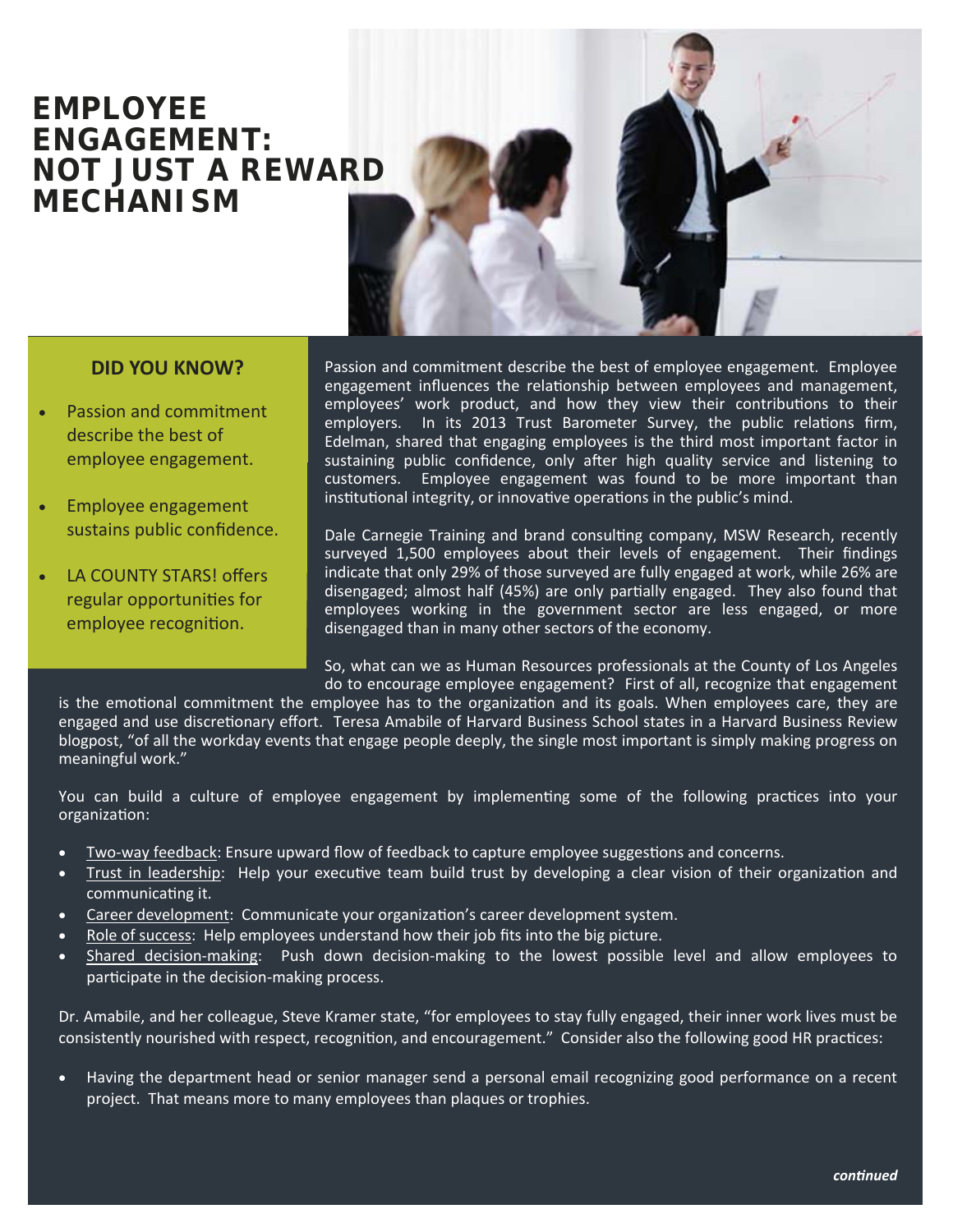# EMPLOYEE ENGAGEMENT: NOT JUST A REWARD MECHANISM

### DID YOU KNOW?

- Passion and commitment describe the best of employee engagement.
- Employee engagement sustains public confidence.
- LA COUNTY STARS! offers regular opportunities for employee recognition.

Passion and commitment describe the best of employee engagement. Employee engagement influences the relationship between employees and management, employees' work product, and how they view their contributions to their employers. In its 2013 Trust Barometer Survey, the public relations firm, Edelman, shared that engaging employees is the third most important factor in sustaining public confidence, only after high quality service and listening to customers. Employee engagement was found to be more important than institutional integrity, or innovative operations in the public's mind.

Dale Carnegie Training and brand consulting company, MSW Research, recently surveyed 1,500 employees about their levels of engagement. Their findings indicate that only 29% of those surveyed are fully engaged at work, while 26% are disengaged; almost half (45%) are only partially engaged. They also found that employees working in the government sector are less engaged, or more disengaged than in many other sectors of the economy.

So, what can we as Human Resources professionals at the County of Los Angeles do to encourage employee engagement? First of all, recognize that engagement is the emotional commitment the employee has to the organization and its goals. When employees care, they are engaged and use discretionary effort. Teresa Amabile of Harvard Business School states in a Harvard Business Review blogpost, "of all the workday events that engage people deeply, the single most important is simply making progress on meaningful work."

You can build a culture of employee engagement by implementing some of the following practices into your organization:

- <u>Two-way feedback</u>: Ensure upward flow of feedback to capture employee suggestions and concerns.
- <u>Trust in leadership</u>: Help your executive team build trust by developing a clear vision of their organization and communicating it.
- <u>Career development</u>: Communicate your organization's career development system.
- <u>Role of success</u>: Help employees understand how their job fits into the big picture.
- <u>Shared decision-making</u>: Push down decision-making to the lowest possible level and allow employees to participate in the decision-making process.

Dr. Amabile, and her colleague, Steve Kramer state, "for employees to stay fully engaged, their inner work lives must be consistently nourished with respect, recognition, and encouragement." Consider also the following good HR practices:

- Having the department head or senior manager send a personal email recognizing good performance on a recent project. That means more to many employees than plaques or trophies.

***continued***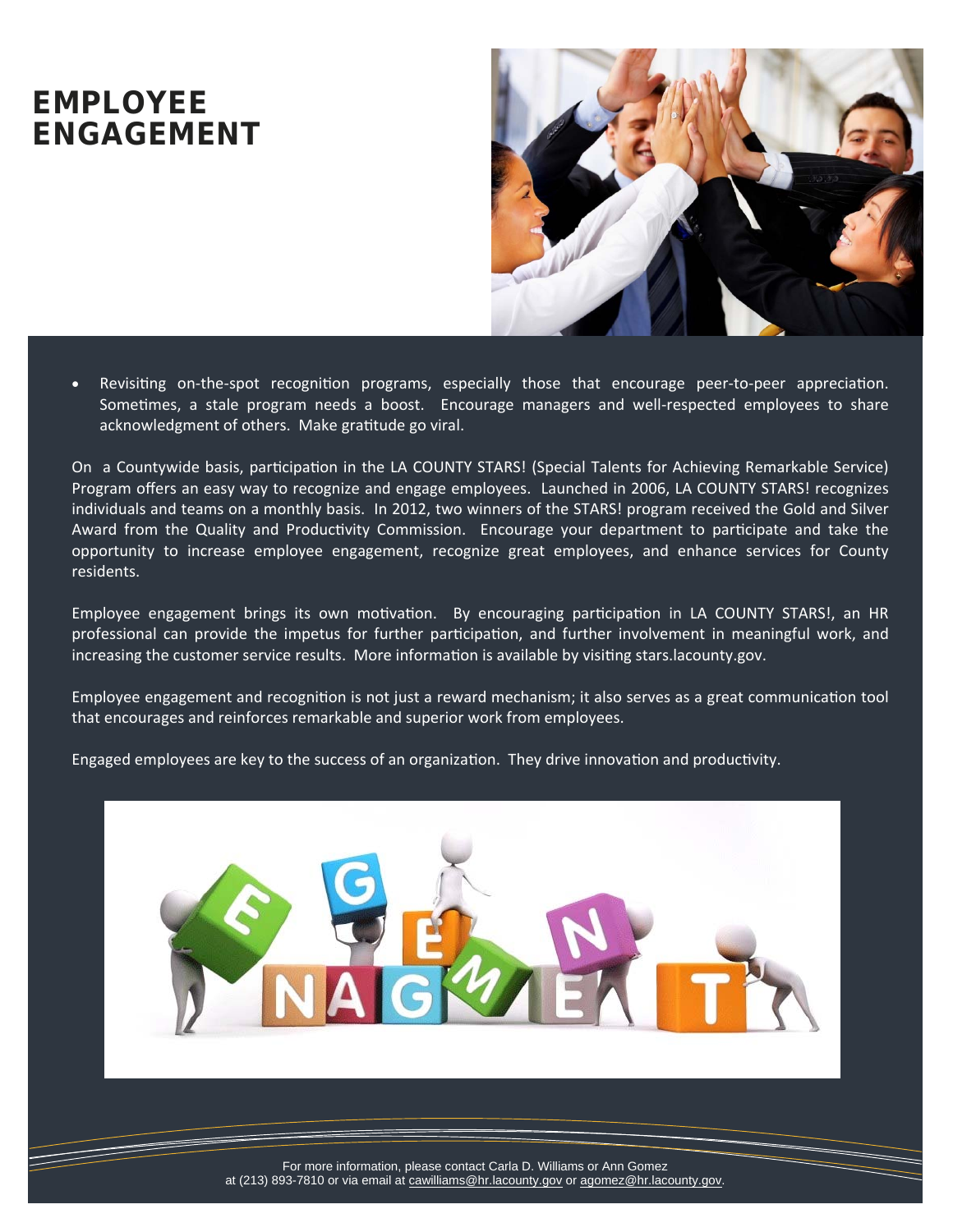# EMPLOYEE ENGAGEMENT

- Revisiting on-the-spot recognition programs, especially those that encourage peer-to-peer appreciation. Sometimes, a stale program needs a boost. Encourage managers and well-respected employees to share acknowledgment of others. Make gratitude go viral.

On a Countywide basis, participation in the LA COUNTY STARS! (Special Talents for Achieving Remarkable Service) Program offers an easy way to recognize and engage employees. Launched in 2006, LA COUNTY STARS! recognizes individuals and teams on a monthly basis. In 2012, two winners of the STARS! program received the Gold and Silver Award from the Quality and Productivity Commission. Encourage your department to participate and take the opportunity to increase employee engagement, recognize great employees, and enhance services for County residents.

Employee engagement brings its own motivation. By encouraging participation in LA COUNTY STARS!, an HR professional can provide the impetus for further participation, and further involvement in meaningful work, and increasing the customer service results. More information is available by visiting stars.lacounty.gov.

Employee engagement and recognition is not just a reward mechanism; it also serves as a great communication tool that encourages and reinforces remarkable and superior work from employees.

Engaged employees are key to the success of an organization. They drive innovation and productivity.

For more information, please contact Carla D. Williams or Ann Gomez at (213) 893-7810 or via email at cawilliams@hr.lacounty.gov or agomez@hr.lacounty.gov.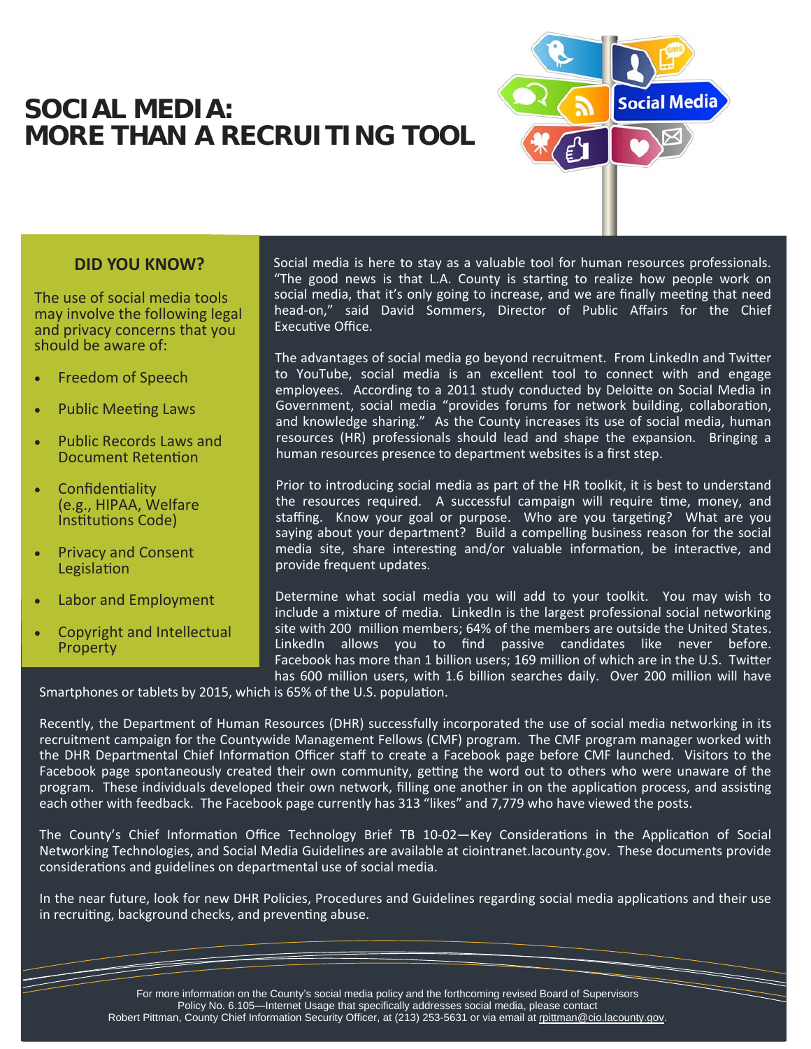# SOCIAL MEDIA: MORE THAN A RECRUITING TOOL

### DID YOU KNOW?

The use of social media tools may involve the following legal and privacy concerns that you should be aware of:

- Freedom of Speech
- Public Meeting Laws
- Public Records Laws and Document Retention
- Confidentiality (e.g., HIPAA, Welfare Institutions Code)
- Privacy and Consent Legislation
- Labor and Employment
- Copyright and Intellectual Property

Social media is here to stay as a valuable tool for human resources professionals. "The good news is that L.A. County is starting to realize how people work on social media, that it's only going to increase, and we are finally meeting that need head-on," said David Sommers, Director of Public Affairs for the Chief Executive Office.

The advantages of social media go beyond recruitment. From LinkedIn and Twitter to YouTube, social media is an excellent tool to connect with and engage employees. According to a 2011 study conducted by Deloitte on Social Media in Government, social media "provides forums for network building, collaboration, and knowledge sharing." As the County increases its use of social media, human resources (HR) professionals should lead and shape the expansion. Bringing a human resources presence to department websites is a first step.

Prior to introducing social media as part of the HR toolkit, it is best to understand the resources required. A successful campaign will require time, money, and staffing. Know your goal or purpose. Who are you targeting? What are you saying about your department? Build a compelling business reason for the social media site, share interesting and/or valuable information, be interactive, and provide frequent updates.

Determine what social media you will add to your toolkit. You may wish to include a mixture of media. LinkedIn is the largest professional social networking site with 200 million members; 64% of the members are outside the United States. LinkedIn allows you to find passive candidates like never before. Facebook has more than 1 billion users; 169 million of which are in the U.S. Twitter has 600 million users, with 1.6 billion searches daily. Over 200 million will have Smartphones or tablets by 2015, which is 65% of the U.S. population.

Recently, the Department of Human Resources (DHR) successfully incorporated the use of social media networking in its recruitment campaign for the Countywide Management Fellows (CMF) program. The CMF program manager worked with the DHR Departmental Chief Information Officer staff to create a Facebook page before CMF launched. Visitors to the Facebook page spontaneously created their own community, getting the word out to others who were unaware of the program. These individuals developed their own network, filling one another in on the application process, and assisting each other with feedback. The Facebook page currently has 313 "likes" and 7,779 who have viewed the posts.

The County's Chief Information Office Technology Brief TB 10-02—Key Considerations in the Application of Social Networking Technologies, and Social Media Guidelines are available at ciointranet.lacounty.gov. These documents provide considerations and guidelines on departmental use of social media.

In the near future, look for new DHR Policies, Procedures and Guidelines regarding social media applications and their use in recruiting, background checks, and preventing abuse.

For more information on the County's social media policy and the forthcoming revised Board of Supervisors Policy No. 6.105—Internet Usage that specifically addresses social media, please contact Robert Pittman, County Chief Information Security Officer, at (213) 253-5631 or via email at rpittman@cio.lacounty.gov.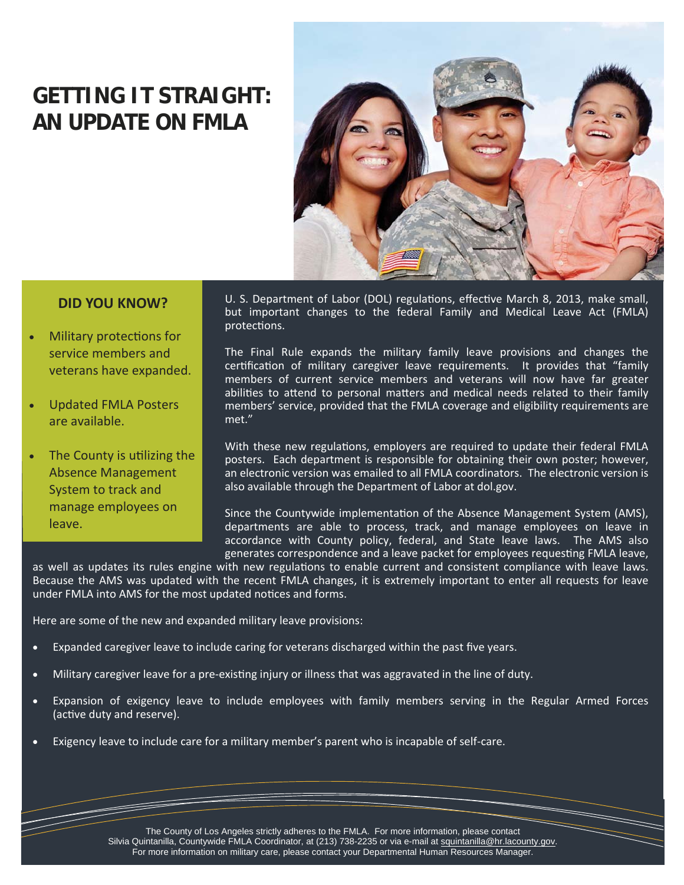# GETTING IT STRAIGHT: AN UPDATE ON FMLA

### DID YOU KNOW?

- Military protections for service members and veterans have expanded.
- Updated FMLA Posters are available.
- The County is utilizing the Absence Management System to track and manage employees on leave.

U. S. Department of Labor (DOL) regulations, effective March 8, 2013, make small, but important changes to the federal Family and Medical Leave Act (FMLA) protections.

The Final Rule expands the military family leave provisions and changes the certification of military caregiver leave requirements. It provides that "family members of current service members and veterans will now have far greater abilities to attend to personal matters and medical needs related to their family members' service, provided that the FMLA coverage and eligibility requirements are met."

With these new regulations, employers are required to update their federal FMLA posters. Each department is responsible for obtaining their own poster; however, an electronic version was emailed to all FMLA coordinators. The electronic version is also available through the Department of Labor at dol.gov.

Since the Countywide implementation of the Absence Management System (AMS), departments are able to process, track, and manage employees on leave in accordance with County policy, federal, and State leave laws. The AMS also generates correspondence and a leave packet for employees requesting FMLA leave, as well as updates its rules engine with new regulations to enable current and consistent compliance with leave laws. Because the AMS was updated with the recent FMLA changes, it is extremely important to enter all requests for leave under FMLA into AMS for the most updated notices and forms.

Here are some of the new and expanded military leave provisions:

- Expanded caregiver leave to include caring for veterans discharged within the past five years.
- Military caregiver leave for a pre-existing injury or illness that was aggravated in the line of duty.
- Expansion of exigency leave to include employees with family members serving in the Regular Armed Forces (active duty and reserve).
- Exigency leave to include care for a military member's parent who is incapable of self-care.

The County of Los Angeles strictly adheres to the FMLA. For more information, please contact Silvia Quintanilla, Countywide FMLA Coordinator, at (213) 738-2235 or via e-mail at squintanilla@hr.lacounty.gov. For more information on military care, please contact your Departmental Human Resources Manager.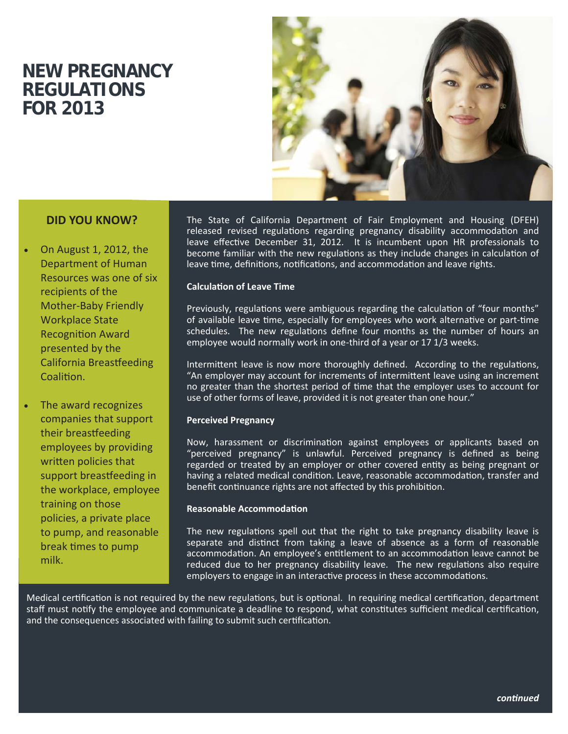# NEW PREGNANCY REGULATIONS FOR 2013

## DID YOU KNOW?

- On August 1, 2012, the Department of Human Resources was one of six recipients of the Mother-Baby Friendly Workplace State Recognition Award presented by the California Breastfeeding Coalition.
- The award recognizes companies that support their breastfeeding employees by providing written policies that support breastfeeding in the workplace, employee training on those policies, a private place to pump, and reasonable break times to pump milk.

The State of California Department of Fair Employment and Housing (DFEH) released revised regulations regarding pregnancy disability accommodation and leave effective December 31, 2012. It is incumbent upon HR professionals to become familiar with the new regulations as they include changes in calculation of leave time, definitions, notifications, and accommodation and leave rights.

**Calculation of Leave Time**

Previously, regulations were ambiguous regarding the calculation of "four months" of available leave time, especially for employees who work alternative or part-time schedules. The new regulations define four months as the number of hours an employee would normally work in one-third of a year or 17 1/3 weeks.

Intermittent leave is now more thoroughly defined. According to the regulations, "An employer may account for increments of intermittent leave using an increment no greater than the shortest period of time that the employer uses to account for use of other forms of leave, provided it is not greater than one hour."

**Perceived Pregnancy**

Now, harassment or discrimination against employees or applicants based on "perceived pregnancy" is unlawful. Perceived pregnancy is defined as being regarded or treated by an employer or other covered entity as being pregnant or having a related medical condition. Leave, reasonable accommodation, transfer and benefit continuance rights are not affected by this prohibition.

**Reasonable Accommodation**

The new regulations spell out that the right to take pregnancy disability leave is separate and distinct from taking a leave of absence as a form of reasonable accommodation. An employee's entitlement to an accommodation leave cannot be reduced due to her pregnancy disability leave. The new regulations also require employers to engage in an interactive process in these accommodations.

Medical certification is not required by the new regulations, but is optional. In requiring medical certification, department staff must notify the employee and communicate a deadline to respond, what constitutes sufficient medical certification, and the consequences associated with failing to submit such certification.

***continued***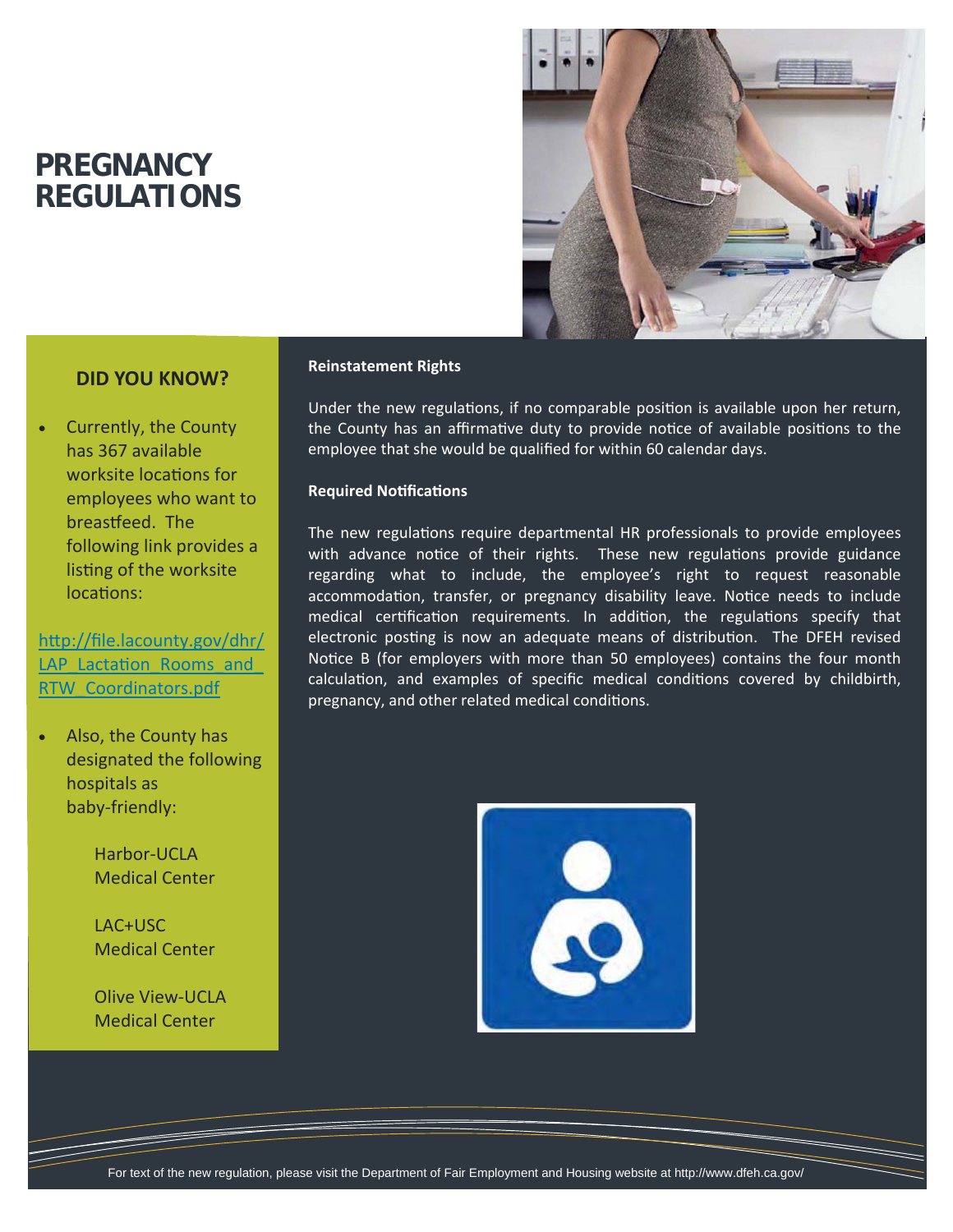# PREGNANCY REGULATIONS

## DID YOU KNOW?

- Currently, the County has 367 available worksite locations for employees who want to breastfeed. The following link provides a listing of the worksite locations:

http://file.lacounty.gov/dhr/LAP_Lactation_Rooms_and_RTW_Coordinators.pdf

- Also, the County has designated the following hospitals as baby-friendly:

  Harbor-UCLA Medical Center

  LAC+USC Medical Center

  Olive View-UCLA Medical Center

**Reinstatement Rights**

Under the new regulations, if no comparable position is available upon her return, the County has an affirmative duty to provide notice of available positions to the employee that she would be qualified for within 60 calendar days.

**Required Notifications**

The new regulations require departmental HR professionals to provide employees with advance notice of their rights. These new regulations provide guidance regarding what to include, the employee's right to request reasonable accommodation, transfer, or pregnancy disability leave. Notice needs to include medical certification requirements. In addition, the regulations specify that electronic posting is now an adequate means of distribution. The DFEH revised Notice B (for employers with more than 50 employees) contains the four month calculation, and examples of specific medical conditions covered by childbirth, pregnancy, and other related medical conditions.

For text of the new regulation, please visit the Department of Fair Employment and Housing website at http://www.dfeh.ca.gov/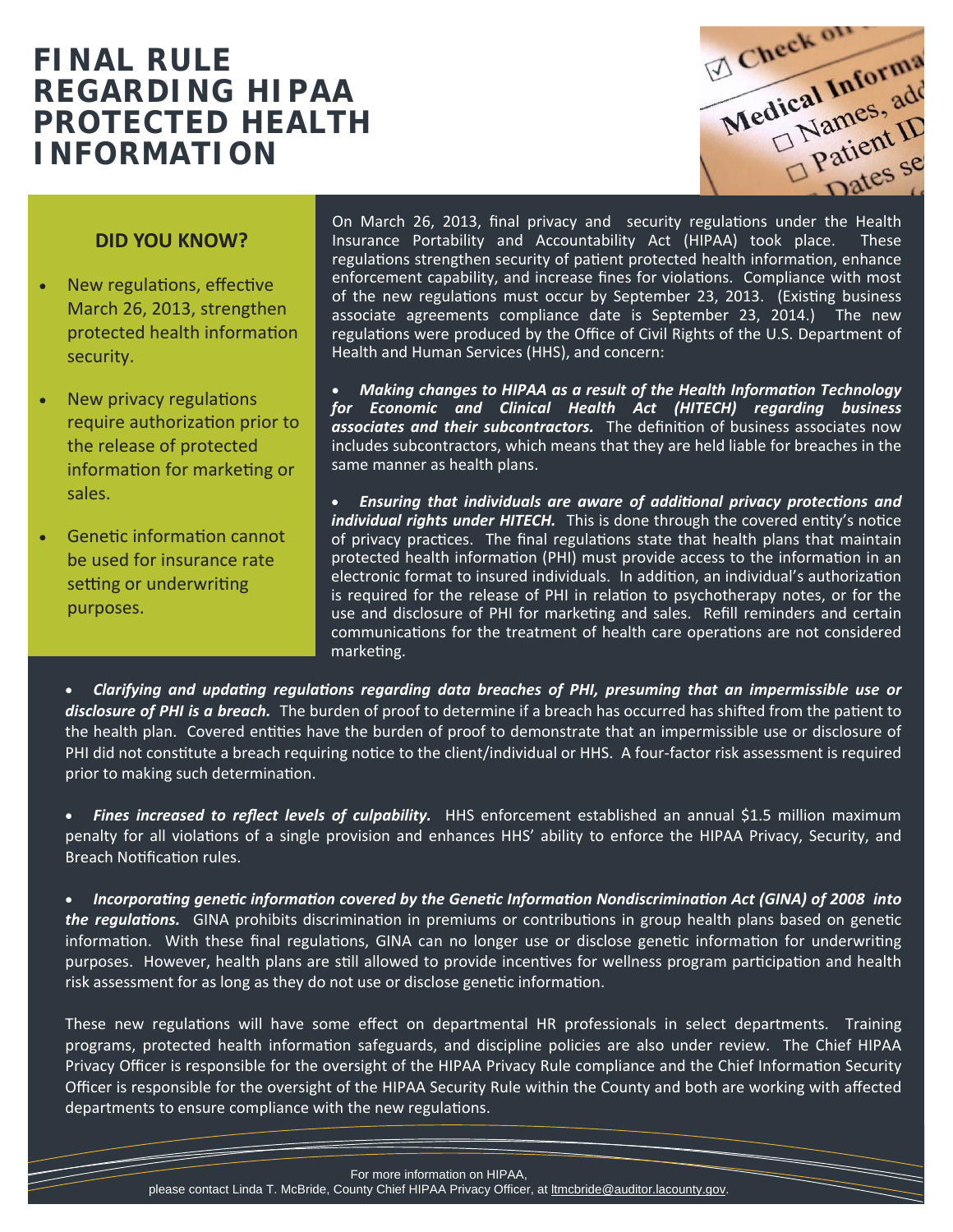# FINAL RULE REGARDING HIPAA PROTECTED HEALTH INFORMATION

## DID YOU KNOW?

- New regulations, effective March 26, 2013, strengthen protected health information security.
- New privacy regulations require authorization prior to the release of protected information for marketing or sales.
- Genetic information cannot be used for insurance rate setting or underwriting purposes.

On March 26, 2013, final privacy and security regulations under the Health Insurance Portability and Accountability Act (HIPAA) took place. These regulations strengthen security of patient protected health information, enhance enforcement capability, and increase fines for violations. Compliance with most of the new regulations must occur by September 23, 2013. (Existing business associate agreements compliance date is September 23, 2014.) The new regulations were produced by the Office of Civil Rights of the U.S. Department of Health and Human Services (HHS), and concern:

- ***Making changes to HIPAA as a result of the Health Information Technology for Economic and Clinical Health Act (HITECH) regarding business associates and their subcontractors.*** The definition of business associates now includes subcontractors, which means that they are held liable for breaches in the same manner as health plans.

- ***Ensuring that individuals are aware of additional privacy protections and individual rights under HITECH.*** This is done through the covered entity's notice of privacy practices. The final regulations state that health plans that maintain protected health information (PHI) must provide access to the information in an electronic format to insured individuals. In addition, an individual's authorization is required for the release of PHI in relation to psychotherapy notes, or for the use and disclosure of PHI for marketing and sales. Refill reminders and certain communications for the treatment of health care operations are not considered marketing.

- ***Clarifying and updating regulations regarding data breaches of PHI, presuming that an impermissible use or disclosure of PHI is a breach.*** The burden of proof to determine if a breach has occurred has shifted from the patient to the health plan. Covered entities have the burden of proof to demonstrate that an impermissible use or disclosure of PHI did not constitute a breach requiring notice to the client/individual or HHS. A four-factor risk assessment is required prior to making such determination.

- ***Fines increased to reflect levels of culpability.*** HHS enforcement established an annual $1.5 million maximum penalty for all violations of a single provision and enhances HHS' ability to enforce the HIPAA Privacy, Security, and Breach Notification rules.

- ***Incorporating genetic information covered by the Genetic Information Nondiscrimination Act (GINA) of 2008 into the regulations.*** GINA prohibits discrimination in premiums or contributions in group health plans based on genetic information. With these final regulations, GINA can no longer use or disclose genetic information for underwriting purposes. However, health plans are still allowed to provide incentives for wellness program participation and health risk assessment for as long as they do not use or disclose genetic information.

These new regulations will have some effect on departmental HR professionals in select departments. Training programs, protected health information safeguards, and discipline policies are also under review. The Chief HIPAA Privacy Officer is responsible for the oversight of the HIPAA Privacy Rule compliance and the Chief Information Security Officer is responsible for the oversight of the HIPAA Security Rule within the County and both are working with affected departments to ensure compliance with the new regulations.

For more information on HIPAA, please contact Linda T. McBride, County Chief HIPAA Privacy Officer, at ltmcbride@auditor.lacounty.gov.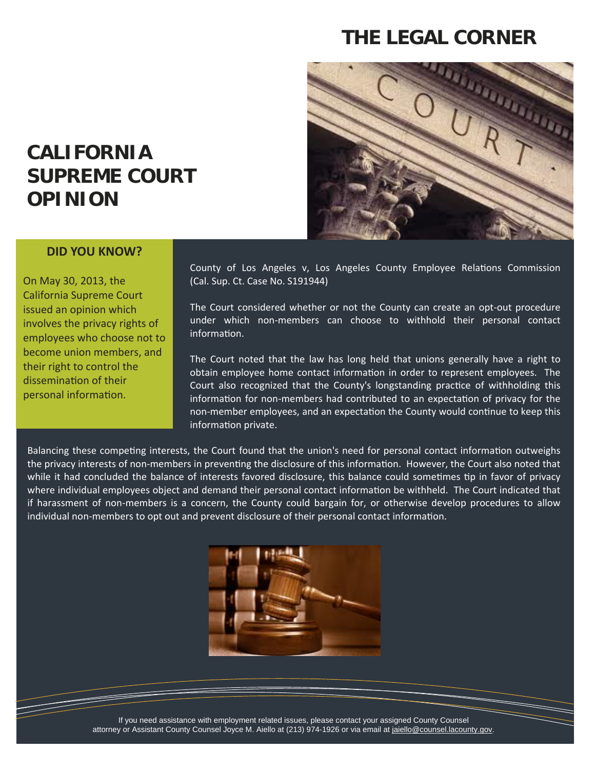# THE LEGAL CORNER

## CALIFORNIA SUPREME COURT OPINION

### DID YOU KNOW?

On May 30, 2013, the California Supreme Court issued an opinion which involves the privacy rights of employees who choose not to become union members, and their right to control the dissemination of their personal information.

County of Los Angeles v, Los Angeles County Employee Relations Commission (Cal. Sup. Ct. Case No. S191944)

The Court considered whether or not the County can create an opt-out procedure under which non-members can choose to withhold their personal contact information.

The Court noted that the law has long held that unions generally have a right to obtain employee home contact information in order to represent employees. The Court also recognized that the County's longstanding practice of withholding this information for non-members had contributed to an expectation of privacy for the non-member employees, and an expectation the County would continue to keep this information private.

Balancing these competing interests, the Court found that the union's need for personal contact information outweighs the privacy interests of non-members in preventing the disclosure of this information. However, the Court also noted that while it had concluded the balance of interests favored disclosure, this balance could sometimes tip in favor of privacy where individual employees object and demand their personal contact information be withheld. The Court indicated that if harassment of non-members is a concern, the County could bargain for, or otherwise develop procedures to allow individual non-members to opt out and prevent disclosure of their personal contact information.

If you need assistance with employment related issues, please contact your assigned County Counsel attorney or Assistant County Counsel Joyce M. Aiello at (213) 974-1926 or via email at jaiello@counsel.lacounty.gov.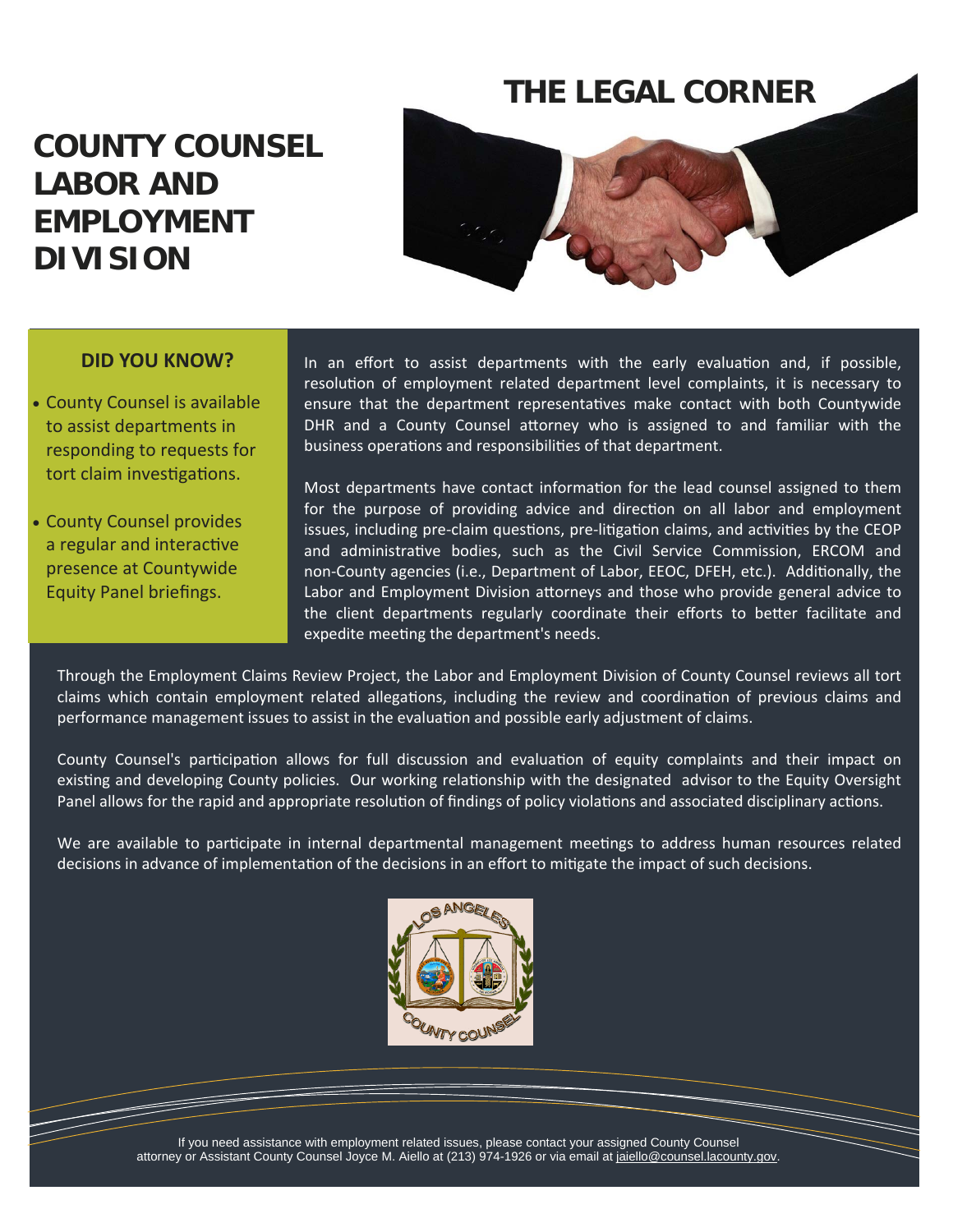# THE LEGAL CORNER

# COUNTY COUNSEL LABOR AND EMPLOYMENT DIVISION

## DID YOU KNOW?

- County Counsel is available to assist departments in responding to requests for tort claim investigations.
- County Counsel provides a regular and interactive presence at Countywide Equity Panel briefings.

In an effort to assist departments with the early evaluation and, if possible, resolution of employment related department level complaints, it is necessary to ensure that the department representatives make contact with both Countywide DHR and a County Counsel attorney who is assigned to and familiar with the business operations and responsibilities of that department.

Most departments have contact information for the lead counsel assigned to them for the purpose of providing advice and direction on all labor and employment issues, including pre-claim questions, pre-litigation claims, and activities by the CEOP and administrative bodies, such as the Civil Service Commission, ERCOM and non-County agencies (i.e., Department of Labor, EEOC, DFEH, etc.). Additionally, the Labor and Employment Division attorneys and those who provide general advice to the client departments regularly coordinate their efforts to better facilitate and expedite meeting the department's needs.

Through the Employment Claims Review Project, the Labor and Employment Division of County Counsel reviews all tort claims which contain employment related allegations, including the review and coordination of previous claims and performance management issues to assist in the evaluation and possible early adjustment of claims.

County Counsel's participation allows for full discussion and evaluation of equity complaints and their impact on existing and developing County policies. Our working relationship with the designated advisor to the Equity Oversight Panel allows for the rapid and appropriate resolution of findings of policy violations and associated disciplinary actions.

We are available to participate in internal departmental management meetings to address human resources related decisions in advance of implementation of the decisions in an effort to mitigate the impact of such decisions.

If you need assistance with employment related issues, please contact your assigned County Counsel attorney or Assistant County Counsel Joyce M. Aiello at (213) 974-1926 or via email at jaiello@counsel.lacounty.gov.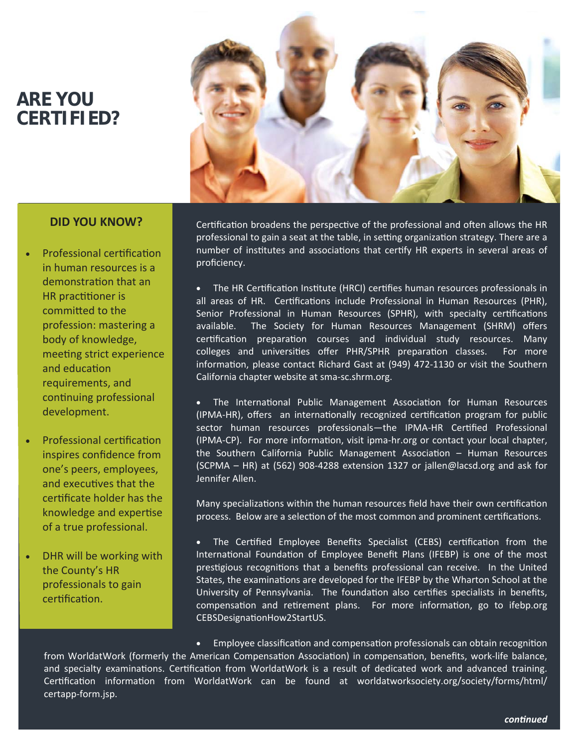# ARE YOU CERTIFIED?

## DID YOU KNOW?

- Professional certification in human resources is a demonstration that an HR practitioner is committed to the profession: mastering a body of knowledge, meeting strict experience and education requirements, and continuing professional development.
- Professional certification inspires confidence from one's peers, employees, and executives that the certificate holder has the knowledge and expertise of a true professional.
- DHR will be working with the County's HR professionals to gain certification.

Certification broadens the perspective of the professional and often allows the HR professional to gain a seat at the table, in setting organization strategy. There are a number of institutes and associations that certify HR experts in several areas of proficiency.

- The HR Certification Institute (HRCI) certifies human resources professionals in all areas of HR. Certifications include Professional in Human Resources (PHR), Senior Professional in Human Resources (SPHR), with specialty certifications available. The Society for Human Resources Management (SHRM) offers certification preparation courses and individual study resources. Many colleges and universities offer PHR/SPHR preparation classes. For more information, please contact Richard Gast at (949) 472-1130 or visit the Southern California chapter website at sma-sc.shrm.org.

- The International Public Management Association for Human Resources (IPMA-HR), offers an internationally recognized certification program for public sector human resources professionals—the IPMA-HR Certified Professional (IPMA-CP). For more information, visit ipma-hr.org or contact your local chapter, the Southern California Public Management Association – Human Resources (SCPMA – HR) at (562) 908-4288 extension 1327 or jallen@lacsd.org and ask for Jennifer Allen.

Many specializations within the human resources field have their own certification process. Below are a selection of the most common and prominent certifications.

- The Certified Employee Benefits Specialist (CEBS) certification from the International Foundation of Employee Benefit Plans (IFEBP) is one of the most prestigious recognitions that a benefits professional can receive. In the United States, the examinations are developed for the IFEBP by the Wharton School at the University of Pennsylvania. The foundation also certifies specialists in benefits, compensation and retirement plans. For more information, go to ifebp.org CEBSDesignationHow2StartUS.

- Employee classification and compensation professionals can obtain recognition from WorldatWork (formerly the American Compensation Association) in compensation, benefits, work-life balance, and specialty examinations. Certification from WorldatWork is a result of dedicated work and advanced training. Certification information from WorldatWork can be found at worldatworksociety.org/society/forms/html/certapp-form.jsp.

***continued***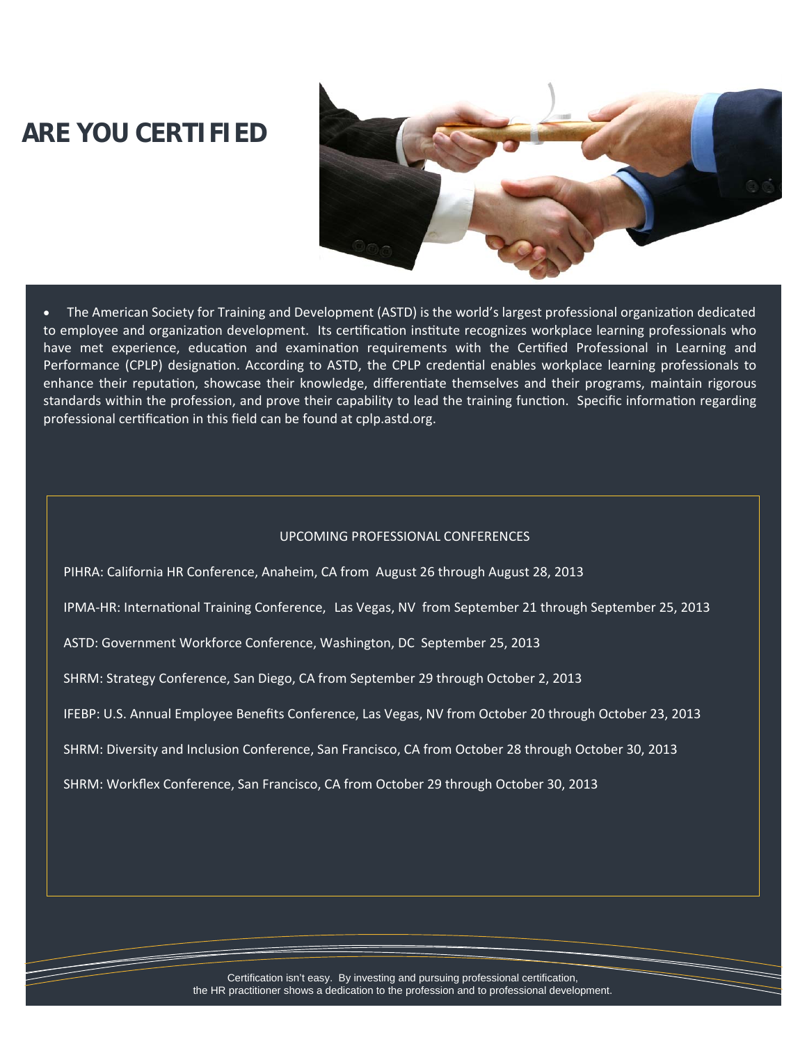# ARE YOU CERTIFIED

- The American Society for Training and Development (ASTD) is the world's largest professional organization dedicated to employee and organization development. Its certification institute recognizes workplace learning professionals who have met experience, education and examination requirements with the Certified Professional in Learning and Performance (CPLP) designation. According to ASTD, the CPLP credential enables workplace learning professionals to enhance their reputation, showcase their knowledge, differentiate themselves and their programs, maintain rigorous standards within the profession, and prove their capability to lead the training function. Specific information regarding professional certification in this field can be found at cplp.astd.org.

## UPCOMING PROFESSIONAL CONFERENCES

PIHRA: California HR Conference, Anaheim, CA from August 26 through August 28, 2013

IPMA-HR: International Training Conference, Las Vegas, NV from September 21 through September 25, 2013

ASTD: Government Workforce Conference, Washington, DC September 25, 2013

SHRM: Strategy Conference, San Diego, CA from September 29 through October 2, 2013

IFEBP: U.S. Annual Employee Benefits Conference, Las Vegas, NV from October 20 through October 23, 2013

SHRM: Diversity and Inclusion Conference, San Francisco, CA from October 28 through October 30, 2013

SHRM: Workflex Conference, San Francisco, CA from October 29 through October 30, 2013

Certification isn't easy. By investing and pursuing professional certification, the HR practitioner shows a dedication to the profession and to professional development.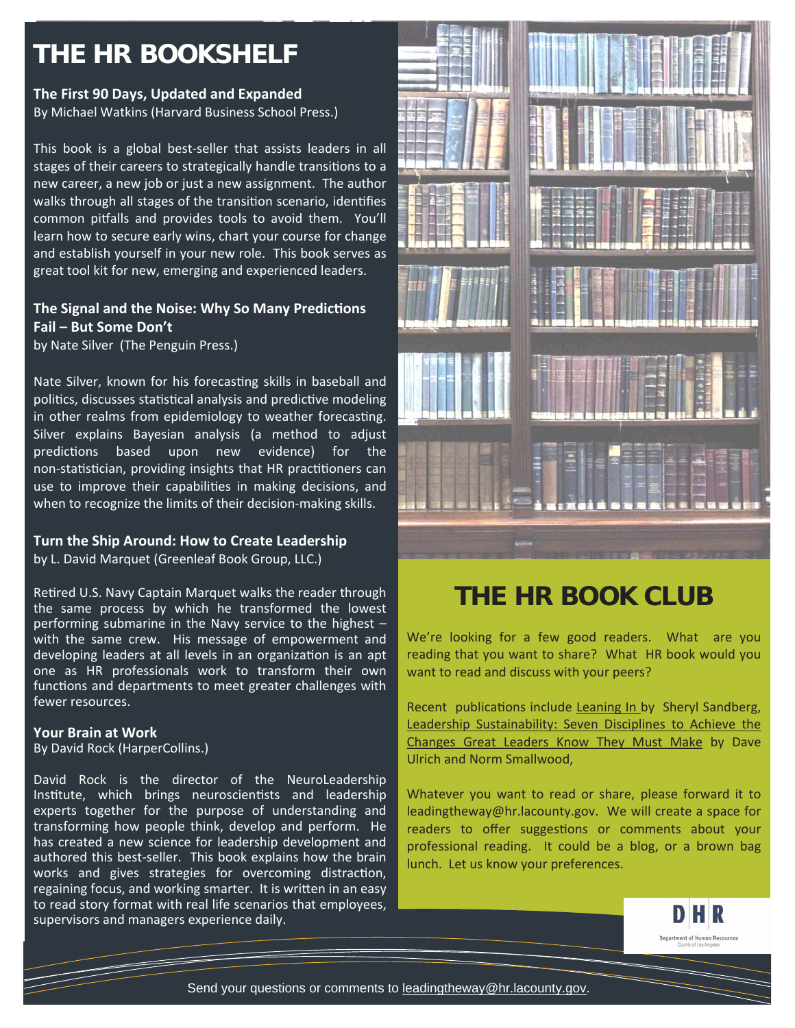# THE HR BOOKSHELF

**The First 90 Days, Updated and Expanded**
By Michael Watkins (Harvard Business School Press.)

This book is a global best-seller that assists leaders in all stages of their careers to strategically handle transitions to a new career, a new job or just a new assignment. The author walks through all stages of the transition scenario, identifies common pitfalls and provides tools to avoid them. You'll learn how to secure early wins, chart your course for change and establish yourself in your new role. This book serves as great tool kit for new, emerging and experienced leaders.

**The Signal and the Noise: Why So Many Predictions Fail – But Some Don't**
by Nate Silver (The Penguin Press.)

Nate Silver, known for his forecasting skills in baseball and politics, discusses statistical analysis and predictive modeling in other realms from epidemiology to weather forecasting. Silver explains Bayesian analysis (a method to adjust predictions based upon new evidence) for the non-statistician, providing insights that HR practitioners can use to improve their capabilities in making decisions, and when to recognize the limits of their decision-making skills.

**Turn the Ship Around: How to Create Leadership**
by L. David Marquet (Greenleaf Book Group, LLC.)

Retired U.S. Navy Captain Marquet walks the reader through the same process by which he transformed the lowest performing submarine in the Navy service to the highest – with the same crew. His message of empowerment and developing leaders at all levels in an organization is an apt one as HR professionals work to transform their own functions and departments to meet greater challenges with fewer resources.

**Your Brain at Work**
By David Rock (HarperCollins.)

David Rock is the director of the NeuroLeadership Institute, which brings neuroscientists and leadership experts together for the purpose of understanding and transforming how people think, develop and perform. He has created a new science for leadership development and authored this best-seller. This book explains how the brain works and gives strategies for overcoming distraction, regaining focus, and working smarter. It is written in an easy to read story format with real life scenarios that employees, supervisors and managers experience daily.

# THE HR BOOK CLUB

We're looking for a few good readers. What are you reading that you want to share? What HR book would you want to read and discuss with your peers?

Recent publications include Leaning In by Sheryl Sandberg, Leadership Sustainability: Seven Disciplines to Achieve the Changes Great Leaders Know They Must Make by Dave Ulrich and Norm Smallwood,

Whatever you want to read or share, please forward it to leadingtheway@hr.lacounty.gov. We will create a space for readers to offer suggestions or comments about your professional reading. It could be a blog, or a brown bag lunch. Let us know your preferences.

DHR
Department of Human Resources
County of Los Angeles

Send your questions or comments to leadingtheway@hr.lacounty.gov.